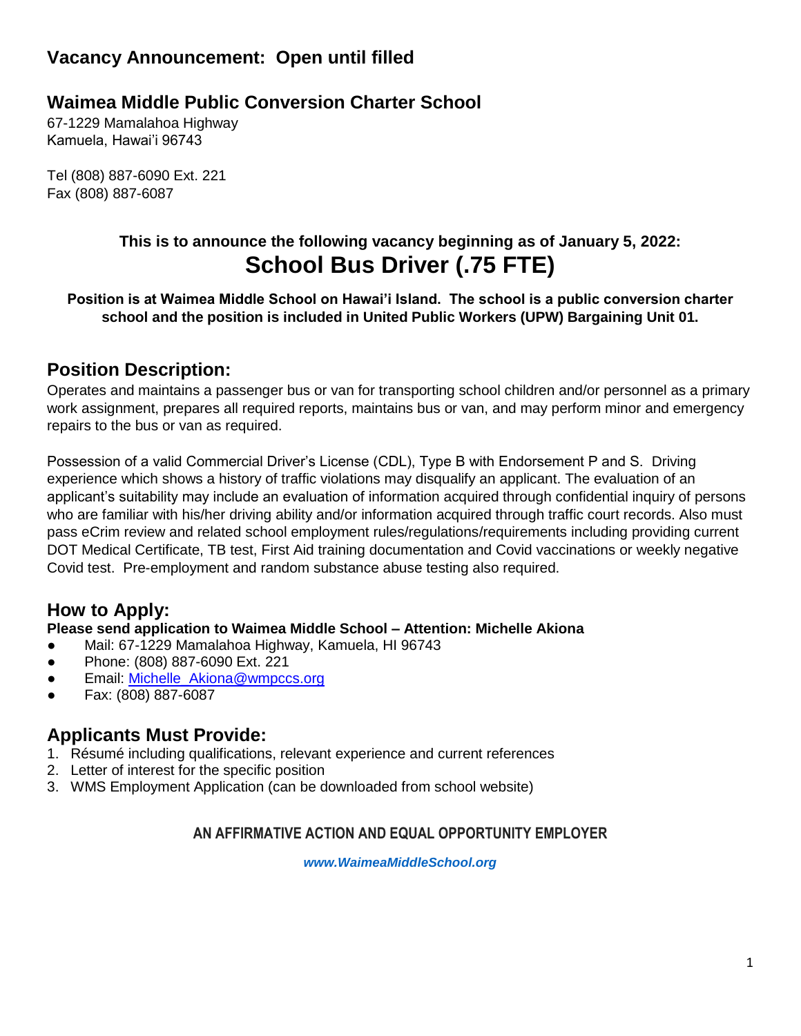# Vacancy Announcement: Open until filled

## Waimea Middle Public Conversion Charter School

67-1229 Mamalahoa Highway
Kamuela, Hawai'i 96743

Tel (808) 887-6090 Ext. 221
Fax (808) 887-6087

**This is to announce the following vacancy beginning as of January 5, 2022:**

# School Bus Driver (.75 FTE)

**Position is at Waimea Middle School on Hawai'i Island. The school is a public conversion charter school and the position is included in United Public Workers (UPW) Bargaining Unit 01.**

## Position Description:

Operates and maintains a passenger bus or van for transporting school children and/or personnel as a primary work assignment, prepares all required reports, maintains bus or van, and may perform minor and emergency repairs to the bus or van as required.

Possession of a valid Commercial Driver's License (CDL), Type B with Endorsement P and S. Driving experience which shows a history of traffic violations may disqualify an applicant. The evaluation of an applicant's suitability may include an evaluation of information acquired through confidential inquiry of persons who are familiar with his/her driving ability and/or information acquired through traffic court records. Also must pass eCrim review and related school employment rules/regulations/requirements including providing current DOT Medical Certificate, TB test, First Aid training documentation and Covid vaccinations or weekly negative Covid test. Pre-employment and random substance abuse testing also required.

## How to Apply:

**Please send application to Waimea Middle School – Attention: Michelle Akiona**

- Mail: 67-1229 Mamalahoa Highway, Kamuela, HI 96743
- Phone: (808) 887-6090 Ext. 221
- Email: Michelle_Akiona@wmpccs.org
- Fax: (808) 887-6087

## Applicants Must Provide:

1. Résumé including qualifications, relevant experience and current references
2. Letter of interest for the specific position
3. WMS Employment Application (can be downloaded from school website)

**AN AFFIRMATIVE ACTION AND EQUAL OPPORTUNITY EMPLOYER**

***www.WaimeaMiddleSchool.org***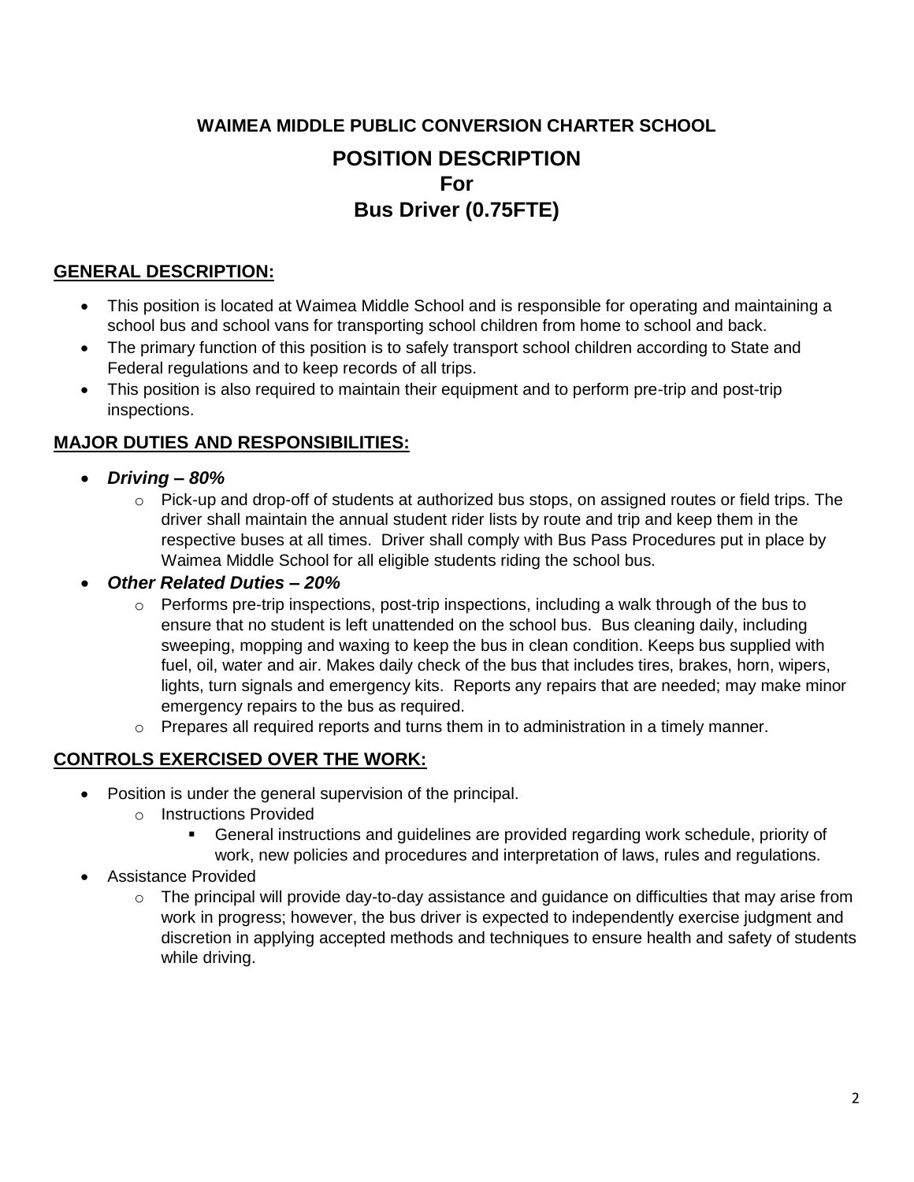**WAIMEA MIDDLE PUBLIC CONVERSION CHARTER SCHOOL**

# POSITION DESCRIPTION
# For
# Bus Driver (0.75FTE)

## GENERAL DESCRIPTION:

- This position is located at Waimea Middle School and is responsible for operating and maintaining a school bus and school vans for transporting school children from home to school and back.
- The primary function of this position is to safely transport school children according to State and Federal regulations and to keep records of all trips.
- This position is also required to maintain their equipment and to perform pre-trip and post-trip inspections.

## MAJOR DUTIES AND RESPONSIBILITIES:

- ***Driving – 80%***
  - Pick-up and drop-off of students at authorized bus stops, on assigned routes or field trips. The driver shall maintain the annual student rider lists by route and trip and keep them in the respective buses at all times. Driver shall comply with Bus Pass Procedures put in place by Waimea Middle School for all eligible students riding the school bus.
- ***Other Related Duties – 20%***
  - Performs pre-trip inspections, post-trip inspections, including a walk through of the bus to ensure that no student is left unattended on the school bus. Bus cleaning daily, including sweeping, mopping and waxing to keep the bus in clean condition. Keeps bus supplied with fuel, oil, water and air. Makes daily check of the bus that includes tires, brakes, horn, wipers, lights, turn signals and emergency kits. Reports any repairs that are needed; may make minor emergency repairs to the bus as required.
  - Prepares all required reports and turns them in to administration in a timely manner.

## CONTROLS EXERCISED OVER THE WORK:

- Position is under the general supervision of the principal.
  - Instructions Provided
    - General instructions and guidelines are provided regarding work schedule, priority of work, new policies and procedures and interpretation of laws, rules and regulations.
- Assistance Provided
  - The principal will provide day-to-day assistance and guidance on difficulties that may arise from work in progress; however, the bus driver is expected to independently exercise judgment and discretion in applying accepted methods and techniques to ensure health and safety of students while driving.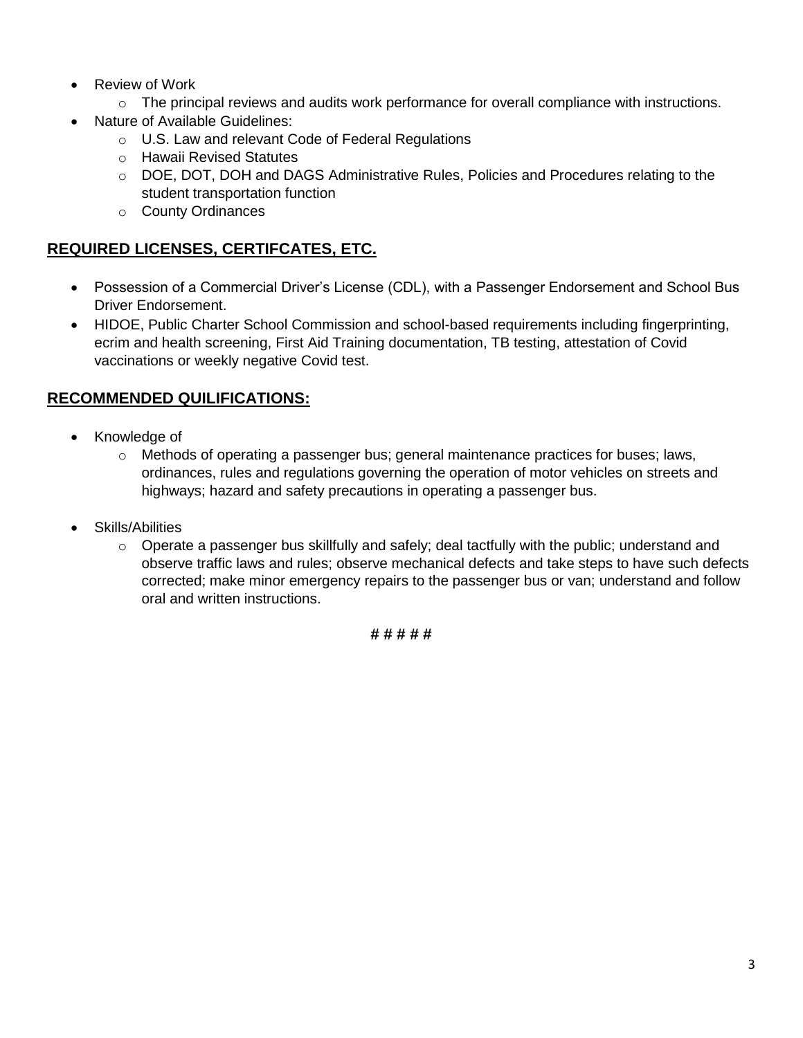- Review of Work
  - The principal reviews and audits work performance for overall compliance with instructions.
- Nature of Available Guidelines:
  - U.S. Law and relevant Code of Federal Regulations
  - Hawaii Revised Statutes
  - DOE, DOT, DOH and DAGS Administrative Rules, Policies and Procedures relating to the student transportation function
  - County Ordinances

## REQUIRED LICENSES, CERTIFCATES, ETC.

- Possession of a Commercial Driver's License (CDL), with a Passenger Endorsement and School Bus Driver Endorsement.
- HIDOE, Public Charter School Commission and school-based requirements including fingerprinting, ecrim and health screening, First Aid Training documentation, TB testing, attestation of Covid vaccinations or weekly negative Covid test.

## RECOMMENDED QUILIFICATIONS:

- Knowledge of
  - Methods of operating a passenger bus; general maintenance practices for buses; laws, ordinances, rules and regulations governing the operation of motor vehicles on streets and highways; hazard and safety precautions in operating a passenger bus.

- Skills/Abilities
  - Operate a passenger bus skillfully and safely; deal tactfully with the public; understand and observe traffic laws and rules; observe mechanical defects and take steps to have such defects corrected; make minor emergency repairs to the passenger bus or van; understand and follow oral and written instructions.

# # # # #